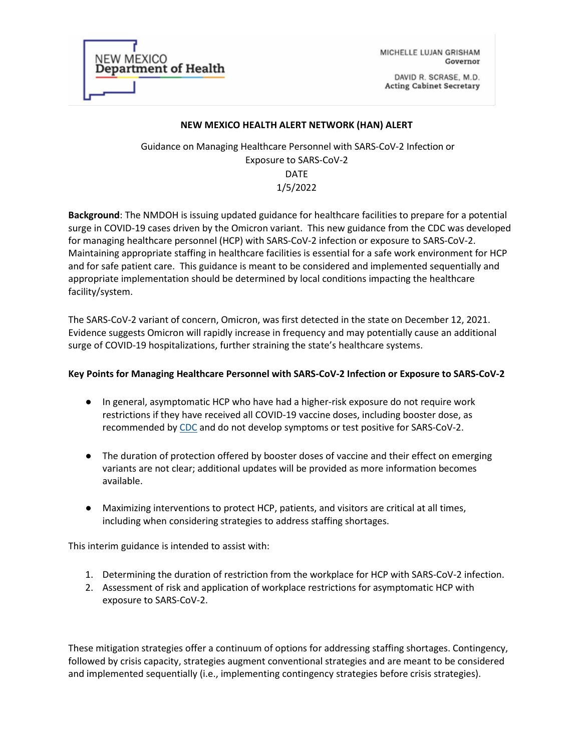NEW MEXICO
Department of Health

MICHELLE LUJAN GRISHAM
Governor

DAVID R. SCRASE, M.D.
Acting Cabinet Secretary

**NEW MEXICO HEALTH ALERT NETWORK (HAN) ALERT**

Guidance on Managing Healthcare Personnel with SARS-CoV-2 Infection or Exposure to SARS-CoV-2
DATE
1/5/2022

**Background**: The NMDOH is issuing updated guidance for healthcare facilities to prepare for a potential surge in COVID-19 cases driven by the Omicron variant. This new guidance from the CDC was developed for managing healthcare personnel (HCP) with SARS-CoV-2 infection or exposure to SARS-CoV-2. Maintaining appropriate staffing in healthcare facilities is essential for a safe work environment for HCP and for safe patient care. This guidance is meant to be considered and implemented sequentially and appropriate implementation should be determined by local conditions impacting the healthcare facility/system.

The SARS-CoV-2 variant of concern, Omicron, was first detected in the state on December 12, 2021. Evidence suggests Omicron will rapidly increase in frequency and may potentially cause an additional surge of COVID-19 hospitalizations, further straining the state's healthcare systems.

**Key Points for Managing Healthcare Personnel with SARS-CoV-2 Infection or Exposure to SARS-CoV-2**

- In general, asymptomatic HCP who have had a higher-risk exposure do not require work restrictions if they have received all COVID-19 vaccine doses, including booster dose, as recommended by CDC and do not develop symptoms or test positive for SARS-CoV-2.
- The duration of protection offered by booster doses of vaccine and their effect on emerging variants are not clear; additional updates will be provided as more information becomes available.
- Maximizing interventions to protect HCP, patients, and visitors are critical at all times, including when considering strategies to address staffing shortages.

This interim guidance is intended to assist with:

1. Determining the duration of restriction from the workplace for HCP with SARS-CoV-2 infection.
2. Assessment of risk and application of workplace restrictions for asymptomatic HCP with exposure to SARS-CoV-2.

These mitigation strategies offer a continuum of options for addressing staffing shortages. Contingency, followed by crisis capacity, strategies augment conventional strategies and are meant to be considered and implemented sequentially (i.e., implementing contingency strategies before crisis strategies).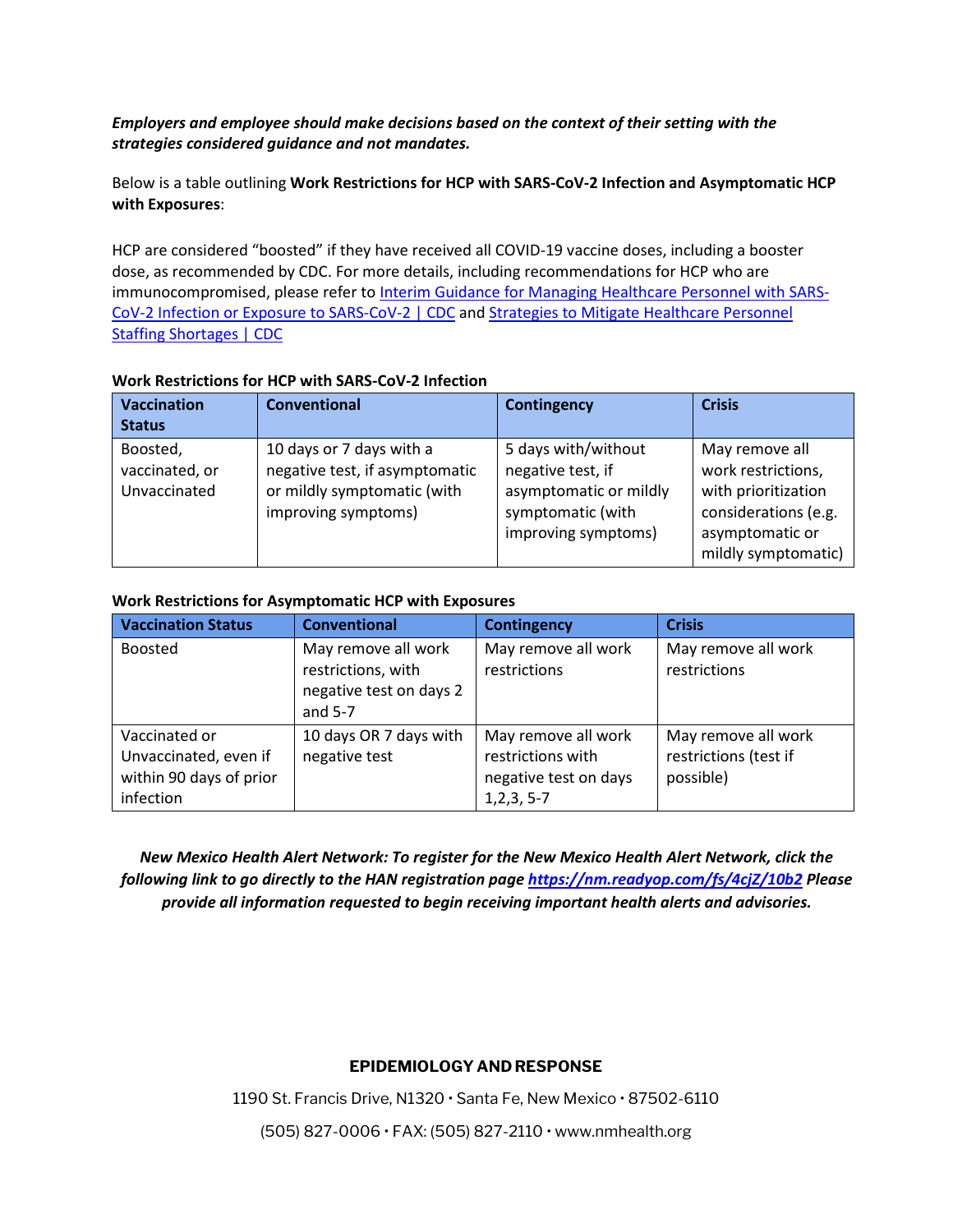***Employers and employee should make decisions based on the context of their setting with the strategies considered guidance and not mandates.***

Below is a table outlining **Work Restrictions for HCP with SARS-CoV-2 Infection and Asymptomatic HCP with Exposures**:

HCP are considered "boosted" if they have received all COVID-19 vaccine doses, including a booster dose, as recommended by CDC. For more details, including recommendations for HCP who are immunocompromised, please refer to [Interim Guidance for Managing Healthcare Personnel with SARS-CoV-2 Infection or Exposure to SARS-CoV-2 | CDC]() and [Strategies to Mitigate Healthcare Personnel Staffing Shortages | CDC]()

**Work Restrictions for HCP with SARS-CoV-2 Infection**

| Vaccination Status | Conventional | Contingency | Crisis |
|---|---|---|---|
| Boosted, vaccinated, or Unvaccinated | 10 days or 7 days with a negative test, if asymptomatic or mildly symptomatic (with improving symptoms) | 5 days with/without negative test, if asymptomatic or mildly symptomatic (with improving symptoms) | May remove all work restrictions, with prioritization considerations (e.g. asymptomatic or mildly symptomatic) |

**Work Restrictions for Asymptomatic HCP with Exposures**

| Vaccination Status | Conventional | Contingency | Crisis |
|---|---|---|---|
| Boosted | May remove all work restrictions, with negative test on days 2 and 5-7 | May remove all work restrictions | May remove all work restrictions |
| Vaccinated or Unvaccinated, even if within 90 days of prior infection | 10 days OR 7 days with negative test | May remove all work restrictions with negative test on days 1,2,3, 5-7 | May remove all work restrictions (test if possible) |

***New Mexico Health Alert Network: To register for the New Mexico Health Alert Network, click the following link to go directly to the HAN registration page [https://nm.readyop.com/fs/4cjZ/10b2](https://nm.readyop.com/fs/4cjZ/10b2) Please provide all information requested to begin receiving important health alerts and advisories.***

**EPIDEMIOLOGY AND RESPONSE**

1190 St. Francis Drive, N1320 • Santa Fe, New Mexico • 87502-6110

(505) 827-0006 • FAX: (505) 827-2110 • www.nmhealth.org